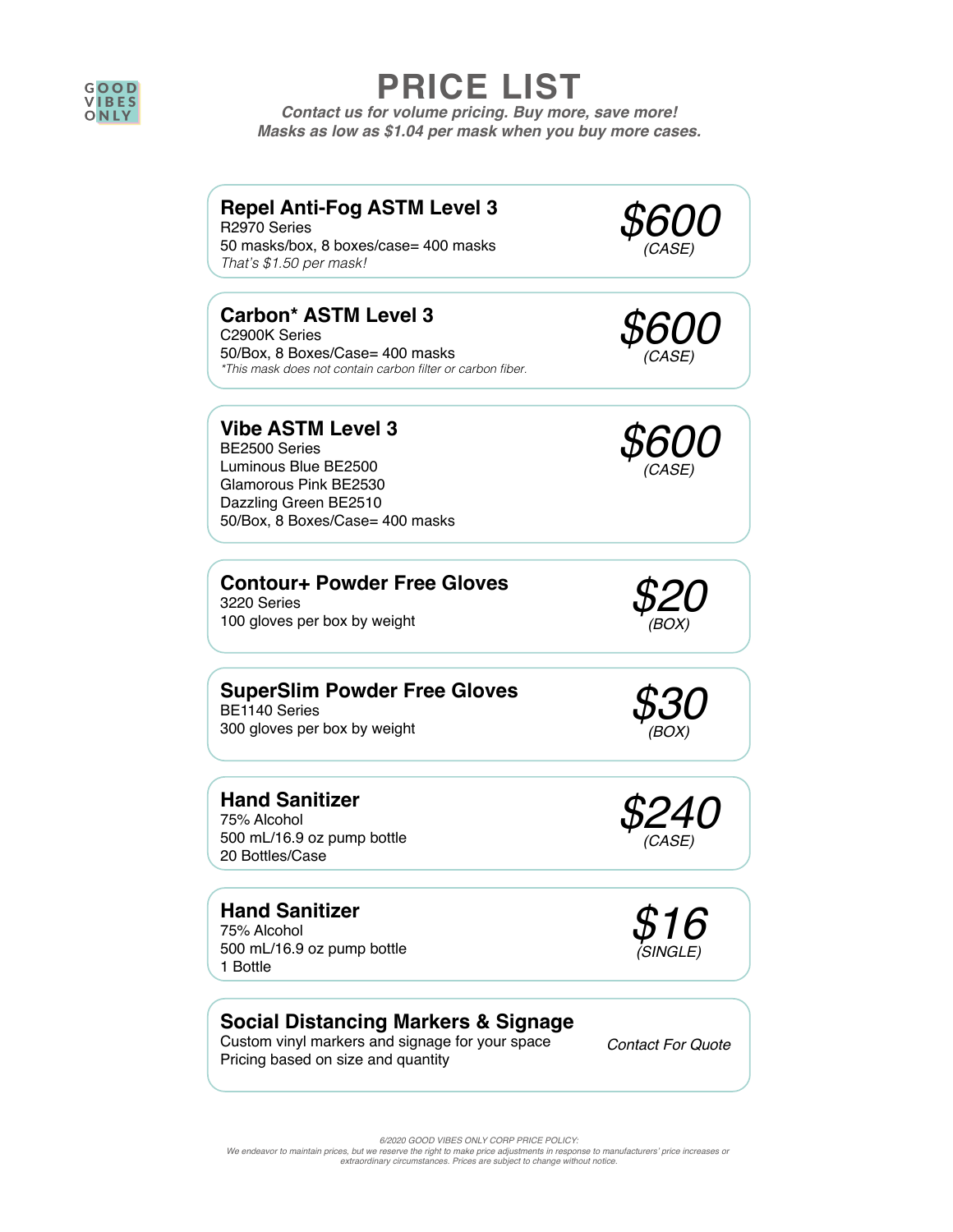GOOD VIBES ONLY

# PRICE LIST

***Contact us for volume pricing. Buy more, save more!***
***Masks as low as $1.04 per mask when you buy more cases.***

### Repel Anti-Fog ASTM Level 3

R2970 Series
50 masks/box, 8 boxes/case= 400 masks
*That's $1.50 per mask!*

***$600*** *(CASE)*

### Carbon* ASTM Level 3

C2900K Series
50/Box, 8 Boxes/Case= 400 masks
*\*This mask does not contain carbon filter or carbon fiber.*

***$600*** *(CASE)*

### Vibe ASTM Level 3

BE2500 Series
Luminous Blue BE2500
Glamorous Pink BE2530
Dazzling Green BE2510
50/Box, 8 Boxes/Case= 400 masks

***$600*** *(CASE)*

### Contour+ Powder Free Gloves

3220 Series
100 gloves per box by weight

***$20*** *(BOX)*

### SuperSlim Powder Free Gloves

BE1140 Series
300 gloves per box by weight

***$30*** *(BOX)*

### Hand Sanitizer

75% Alcohol
500 mL/16.9 oz pump bottle
20 Bottles/Case

***$240*** *(CASE)*

### Hand Sanitizer

75% Alcohol
500 mL/16.9 oz pump bottle
1 Bottle

***$16*** *(SINGLE)*

### Social Distancing Markers & Signage

Custom vinyl markers and signage for your space
Pricing based on size and quantity

*Contact For Quote*

*6/2020 GOOD VIBES ONLY CORP PRICE POLICY:*
*We endeavor to maintain prices, but we reserve the right to make price adjustments in response to manufacturers' price increases or extraordinary circumstances. Prices are subject to change without notice.*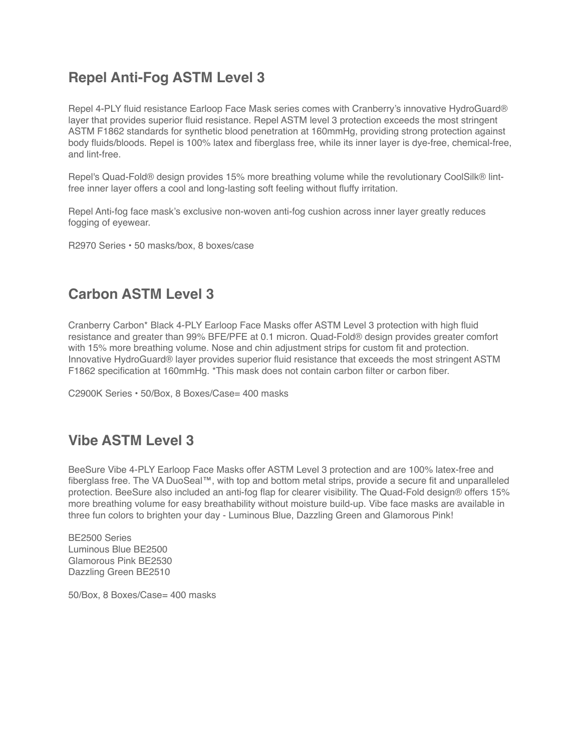## Repel Anti-Fog ASTM Level 3

Repel 4-PLY fluid resistance Earloop Face Mask series comes with Cranberry's innovative HydroGuard® layer that provides superior fluid resistance. Repel ASTM level 3 protection exceeds the most stringent ASTM F1862 standards for synthetic blood penetration at 160mmHg, providing strong protection against body fluids/bloods. Repel is 100% latex and fiberglass free, while its inner layer is dye-free, chemical-free, and lint-free.

Repel's Quad-Fold® design provides 15% more breathing volume while the revolutionary CoolSilk® lint-free inner layer offers a cool and long-lasting soft feeling without fluffy irritation.

Repel Anti-fog face mask's exclusive non-woven anti-fog cushion across inner layer greatly reduces fogging of eyewear.

R2970 Series • 50 masks/box, 8 boxes/case

## Carbon ASTM Level 3

Cranberry Carbon* Black 4-PLY Earloop Face Masks offer ASTM Level 3 protection with high fluid resistance and greater than 99% BFE/PFE at 0.1 micron. Quad-Fold® design provides greater comfort with 15% more breathing volume. Nose and chin adjustment strips for custom fit and protection. Innovative HydroGuard® layer provides superior fluid resistance that exceeds the most stringent ASTM F1862 specification at 160mmHg. *This mask does not contain carbon filter or carbon fiber.

C2900K Series • 50/Box, 8 Boxes/Case= 400 masks

## Vibe ASTM Level 3

BeeSure Vibe 4-PLY Earloop Face Masks offer ASTM Level 3 protection and are 100% latex-free and fiberglass free. The VA DuoSeal™, with top and bottom metal strips, provide a secure fit and unparalleled protection. BeeSure also included an anti-fog flap for clearer visibility. The Quad-Fold design® offers 15% more breathing volume for easy breathability without moisture build-up. Vibe face masks are available in three fun colors to brighten your day - Luminous Blue, Dazzling Green and Glamorous Pink!

BE2500 Series
Luminous Blue BE2500
Glamorous Pink BE2530
Dazzling Green BE2510

50/Box, 8 Boxes/Case= 400 masks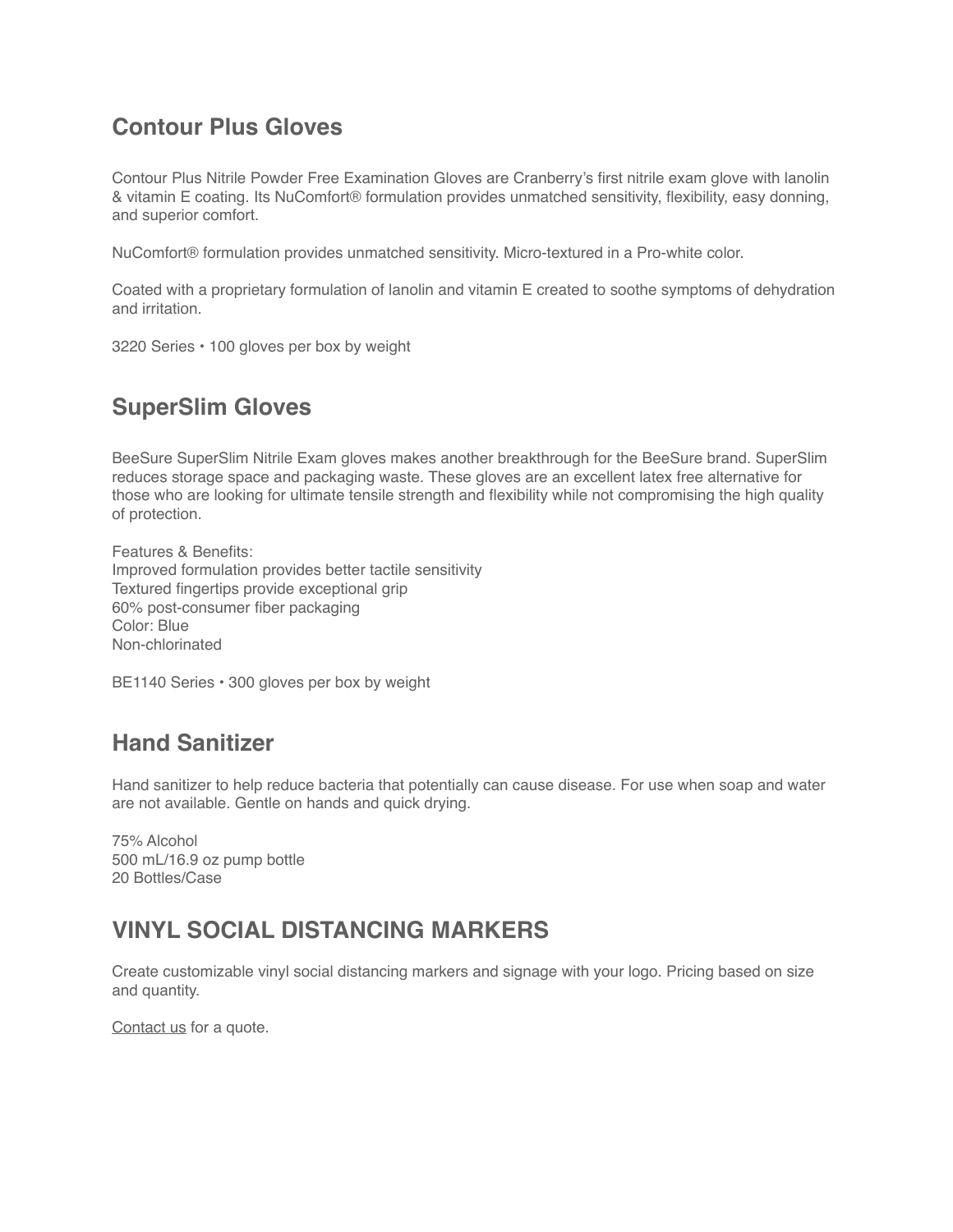## Contour Plus Gloves

Contour Plus Nitrile Powder Free Examination Gloves are Cranberry's first nitrile exam glove with lanolin & vitamin E coating. Its NuComfort® formulation provides unmatched sensitivity, flexibility, easy donning, and superior comfort.

NuComfort® formulation provides unmatched sensitivity. Micro-textured in a Pro-white color.

Coated with a proprietary formulation of lanolin and vitamin E created to soothe symptoms of dehydration and irritation.

3220 Series • 100 gloves per box by weight

## SuperSlim Gloves

BeeSure SuperSlim Nitrile Exam gloves makes another breakthrough for the BeeSure brand. SuperSlim reduces storage space and packaging waste. These gloves are an excellent latex free alternative for those who are looking for ultimate tensile strength and flexibility while not compromising the high quality of protection.

Features & Benefits:
Improved formulation provides better tactile sensitivity
Textured fingertips provide exceptional grip
60% post-consumer fiber packaging
Color: Blue
Non-chlorinated

BE1140 Series • 300 gloves per box by weight

## Hand Sanitizer

Hand sanitizer to help reduce bacteria that potentially can cause disease. For use when soap and water are not available. Gentle on hands and quick drying.

75% Alcohol
500 mL/16.9 oz pump bottle
20 Bottles/Case

## VINYL SOCIAL DISTANCING MARKERS

Create customizable vinyl social distancing markers and signage with your logo. Pricing based on size and quantity.

Contact us for a quote.